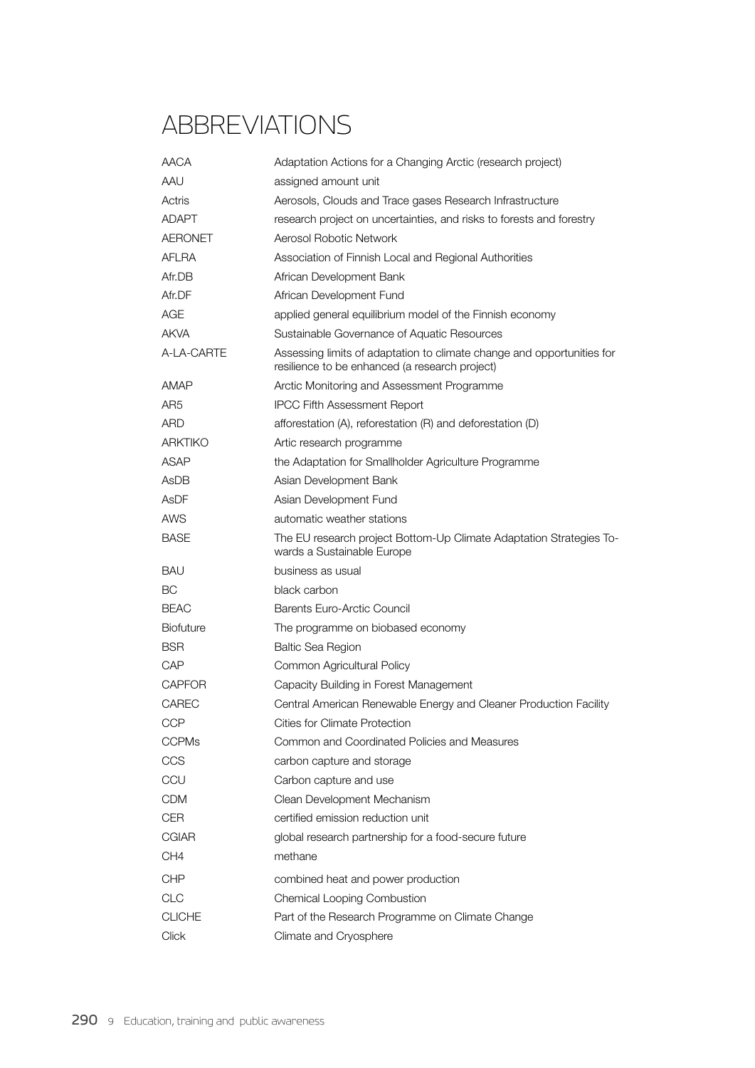# ABBREVIATIONS

| | |
|---|---|
| AACA | Adaptation Actions for a Changing Arctic (research project) |
| AAU | assigned amount unit |
| Actris | Aerosols, Clouds and Trace gases Research Infrastructure |
| ADAPT | research project on uncertainties, and risks to forests and forestry |
| AERONET | Aerosol Robotic Network |
| AFLRA | Association of Finnish Local and Regional Authorities |
| Afr.DB | African Development Bank |
| Afr.DF | African Development Fund |
| AGE | applied general equilibrium model of the Finnish economy |
| AKVA | Sustainable Governance of Aquatic Resources |
| A-LA-CARTE | Assessing limits of adaptation to climate change and opportunities for resilience to be enhanced (a research project) |
| AMAP | Arctic Monitoring and Assessment Programme |
| AR5 | IPCC Fifth Assessment Report |
| ARD | afforestation (A), reforestation (R) and deforestation (D) |
| ARKTIKO | Artic research programme |
| ASAP | the Adaptation for Smallholder Agriculture Programme |
| AsDB | Asian Development Bank |
| AsDF | Asian Development Fund |
| AWS | automatic weather stations |
| BASE | The EU research project Bottom-Up Climate Adaptation Strategies Towards a Sustainable Europe |
| BAU | business as usual |
| BC | black carbon |
| BEAC | Barents Euro-Arctic Council |
| Biofuture | The programme on biobased economy |
| BSR | Baltic Sea Region |
| CAP | Common Agricultural Policy |
| CAPFOR | Capacity Building in Forest Management |
| CAREC | Central American Renewable Energy and Cleaner Production Facility |
| CCP | Cities for Climate Protection |
| CCPMs | Common and Coordinated Policies and Measures |
| CCS | carbon capture and storage |
| CCU | Carbon capture and use |
| CDM | Clean Development Mechanism |
| CER | certified emission reduction unit |
| CGIAR | global research partnership for a food-secure future |
| $CH_4$ | methane |
| CHP | combined heat and power production |
| CLC | Chemical Looping Combustion |
| CLICHE | Part of the Research Programme on Climate Change |
| Click | Climate and Cryosphere |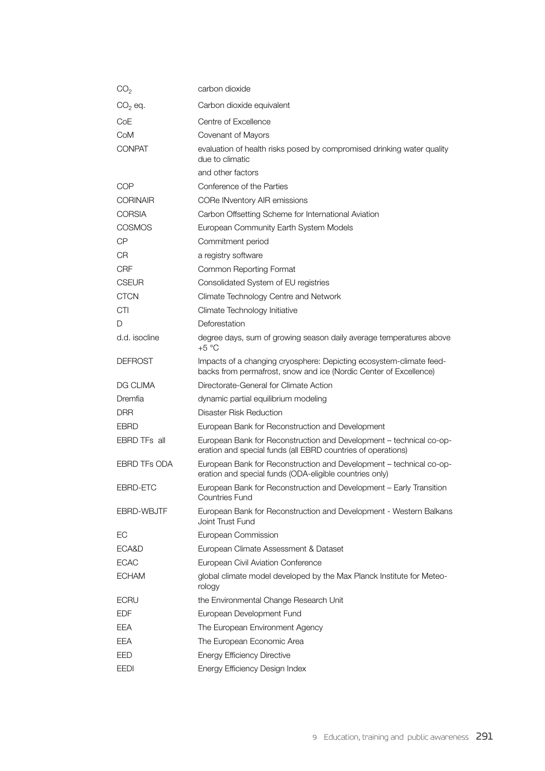| | |
|---|---|
| $CO_2$ | carbon dioxide |
| $CO_2$ eq. | Carbon dioxide equivalent |
| CoE | Centre of Excellence |
| CoM | Covenant of Mayors |
| CONPAT | evaluation of health risks posed by compromised drinking water quality due to climatic and other factors |
| COP | Conference of the Parties |
| CORINAIR | CORe INventory AIR emissions |
| CORSIA | Carbon Offsetting Scheme for International Aviation |
| COSMOS | European Community Earth System Models |
| CP | Commitment period |
| CR | a registry software |
| CRF | Common Reporting Format |
| CSEUR | Consolidated System of EU registries |
| CTCN | Climate Technology Centre and Network |
| CTI | Climate Technology Initiative |
| D | Deforestation |
| d.d. isocline | degree days, sum of growing season daily average temperatures above +5 °C |
| DEFROST | Impacts of a changing cryosphere: Depicting ecosystem-climate feedbacks from permafrost, snow and ice (Nordic Center of Excellence) |
| DG CLIMA | Directorate-General for Climate Action |
| Dremfia | dynamic partial equilibrium modeling |
| DRR | Disaster Risk Reduction |
| EBRD | European Bank for Reconstruction and Development |
| EBRD TFs all | European Bank for Reconstruction and Development – technical co-operation and special funds (all EBRD countries of operations) |
| EBRD TFs ODA | European Bank for Reconstruction and Development – technical co-operation and special funds (ODA-eligible countries only) |
| EBRD-ETC | European Bank for Reconstruction and Development – Early Transition Countries Fund |
| EBRD-WBJTF | European Bank for Reconstruction and Development - Western Balkans Joint Trust Fund |
| EC | European Commission |
| ECA&D | European Climate Assessment & Dataset |
| ECAC | European Civil Aviation Conference |
| ECHAM | global climate model developed by the Max Planck Institute for Meteorology |
| ECRU | the Environmental Change Research Unit |
| EDF | European Development Fund |
| EEA | The European Environment Agency |
| EEA | The European Economic Area |
| EED | Energy Efficiency Directive |
| EEDI | Energy Efficiency Design Index |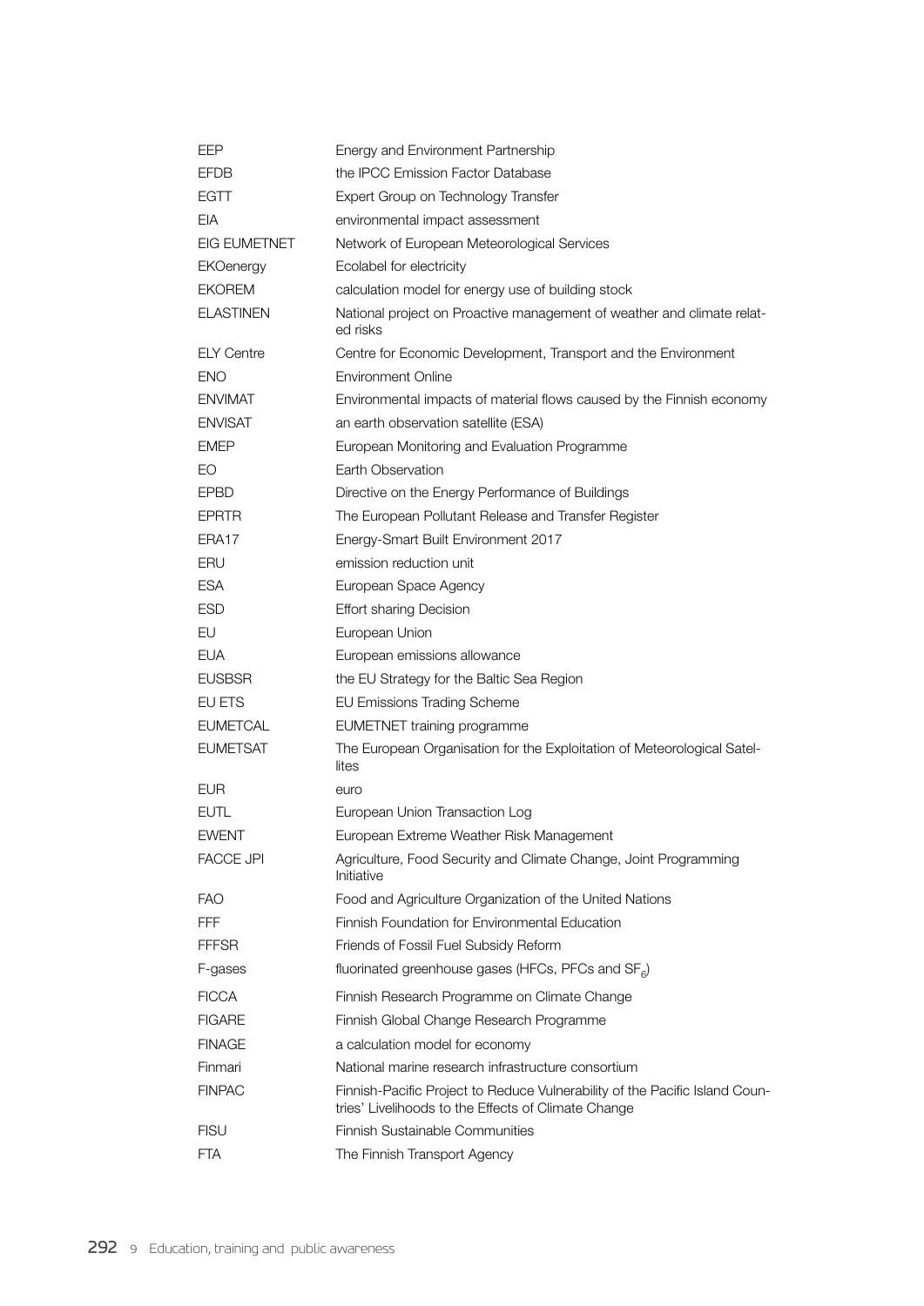| | |
|---|---|
| EEP | Energy and Environment Partnership |
| EFDB | the IPCC Emission Factor Database |
| EGTT | Expert Group on Technology Transfer |
| EIA | environmental impact assessment |
| EIG EUMETNET | Network of European Meteorological Services |
| EKOenergy | Ecolabel for electricity |
| EKOREM | calculation model for energy use of building stock |
| ELASTINEN | National project on Proactive management of weather and climate related risks |
| ELY Centre | Centre for Economic Development, Transport and the Environment |
| ENO | Environment Online |
| ENVIMAT | Environmental impacts of material flows caused by the Finnish economy |
| ENVISAT | an earth observation satellite (ESA) |
| EMEP | European Monitoring and Evaluation Programme |
| EO | Earth Observation |
| EPBD | Directive on the Energy Performance of Buildings |
| EPRTR | The European Pollutant Release and Transfer Register |
| ERA17 | Energy-Smart Built Environment 2017 |
| ERU | emission reduction unit |
| ESA | European Space Agency |
| ESD | Effort sharing Decision |
| EU | European Union |
| EUA | European emissions allowance |
| EUSBSR | the EU Strategy for the Baltic Sea Region |
| EU ETS | EU Emissions Trading Scheme |
| EUMETCAL | EUMETNET training programme |
| EUMETSAT | The European Organisation for the Exploitation of Meteorological Satellites |
| EUR | euro |
| EUTL | European Union Transaction Log |
| EWENT | European Extreme Weather Risk Management |
| FACCE JPI | Agriculture, Food Security and Climate Change, Joint Programming Initiative |
| FAO | Food and Agriculture Organization of the United Nations |
| FFF | Finnish Foundation for Environmental Education |
| FFFSR | Friends of Fossil Fuel Subsidy Reform |
| F-gases | fluorinated greenhouse gases (HFCs, PFCs and $SF_6$) |
| FICCA | Finnish Research Programme on Climate Change |
| FIGARE | Finnish Global Change Research Programme |
| FINAGE | a calculation model for economy |
| Finmari | National marine research infrastructure consortium |
| FINPAC | Finnish-Pacific Project to Reduce Vulnerability of the Pacific Island Countries' Livelihoods to the Effects of Climate Change |
| FISU | Finnish Sustainable Communities |
| FTA | The Finnish Transport Agency |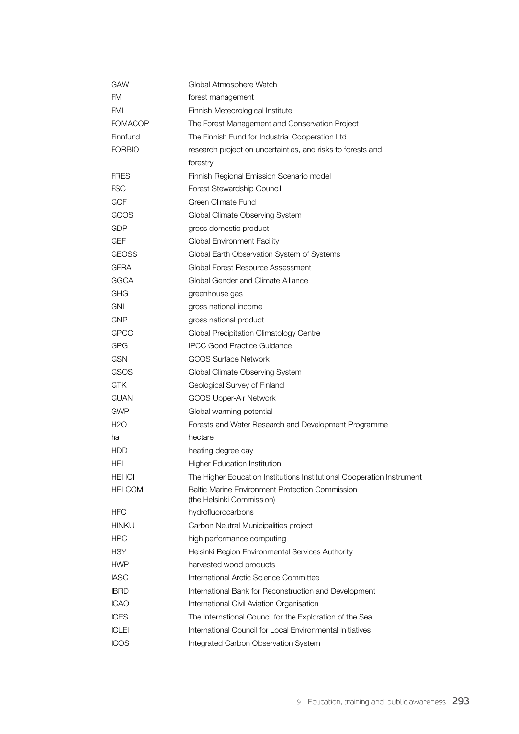| | |
|---|---|
| GAW | Global Atmosphere Watch |
| FM | forest management |
| FMI | Finnish Meteorological Institute |
| FOMACOP | The Forest Management and Conservation Project |
| Finnfund | The Finnish Fund for Industrial Cooperation Ltd |
| FORBIO | research project on uncertainties, and risks to forests and forestry |
| FRES | Finnish Regional Emission Scenario model |
| FSC | Forest Stewardship Council |
| GCF | Green Climate Fund |
| GCOS | Global Climate Observing System |
| GDP | gross domestic product |
| GEF | Global Environment Facility |
| GEOSS | Global Earth Observation System of Systems |
| GFRA | Global Forest Resource Assessment |
| GGCA | Global Gender and Climate Alliance |
| GHG | greenhouse gas |
| GNI | gross national income |
| GNP | gross national product |
| GPCC | Global Precipitation Climatology Centre |
| GPG | IPCC Good Practice Guidance |
| GSN | GCOS Surface Network |
| GSOS | Global Climate Observing System |
| GTK | Geological Survey of Finland |
| GUAN | GCOS Upper-Air Network |
| GWP | Global warming potential |
| H2O | Forests and Water Research and Development Programme |
| ha | hectare |
| HDD | heating degree day |
| HEI | Higher Education Institution |
| HEI ICI | The Higher Education Institutions Institutional Cooperation Instrument |
| HELCOM | Baltic Marine Environment Protection Commission (the Helsinki Commission) |
| HFC | hydrofluorocarbons |
| HINKU | Carbon Neutral Municipalities project |
| HPC | high performance computing |
| HSY | Helsinki Region Environmental Services Authority |
| HWP | harvested wood products |
| IASC | International Arctic Science Committee |
| IBRD | International Bank for Reconstruction and Development |
| ICAO | International Civil Aviation Organisation |
| ICES | The International Council for the Exploration of the Sea |
| ICLEI | International Council for Local Environmental Initiatives |
| ICOS | Integrated Carbon Observation System |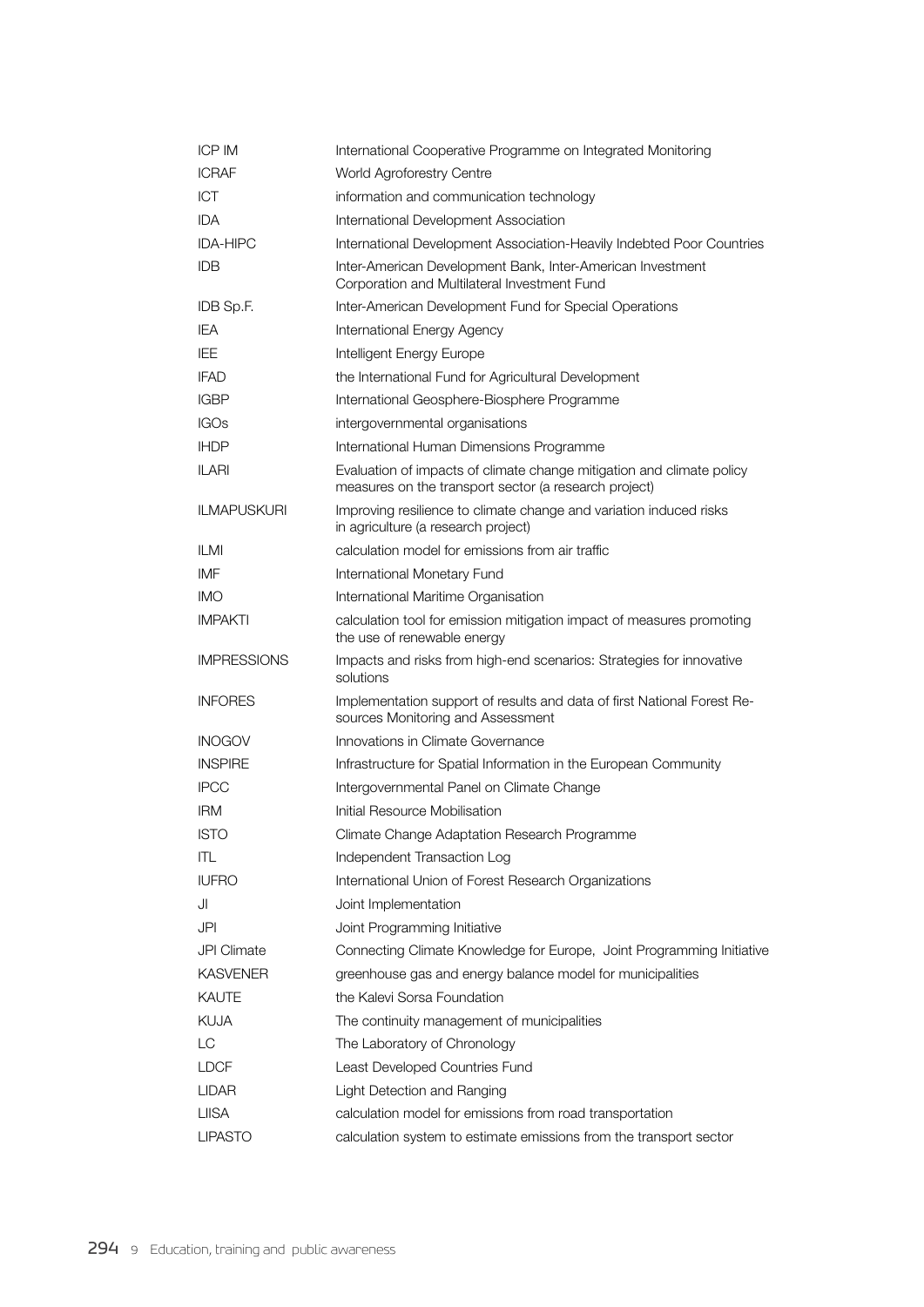| | |
|---|---|
| ICP IM | International Cooperative Programme on Integrated Monitoring |
| ICRAF | World Agroforestry Centre |
| ICT | information and communication technology |
| IDA | International Development Association |
| IDA-HIPC | International Development Association-Heavily Indebted Poor Countries |
| IDB | Inter-American Development Bank, Inter-American Investment Corporation and Multilateral Investment Fund |
| IDB Sp.F. | Inter-American Development Fund for Special Operations |
| IEA | International Energy Agency |
| IEE | Intelligent Energy Europe |
| IFAD | the International Fund for Agricultural Development |
| IGBP | International Geosphere-Biosphere Programme |
| IGOs | intergovernmental organisations |
| IHDP | International Human Dimensions Programme |
| ILARI | Evaluation of impacts of climate change mitigation and climate policy measures on the transport sector (a research project) |
| ILMAPUSKURI | Improving resilience to climate change and variation induced risks in agriculture (a research project) |
| ILMI | calculation model for emissions from air traffic |
| IMF | International Monetary Fund |
| IMO | International Maritime Organisation |
| IMPAKTI | calculation tool for emission mitigation impact of measures promoting the use of renewable energy |
| IMPRESSIONS | Impacts and risks from high-end scenarios: Strategies for innovative solutions |
| INFORES | Implementation support of results and data of first National Forest Resources Monitoring and Assessment |
| INOGOV | Innovations in Climate Governance |
| INSPIRE | Infrastructure for Spatial Information in the European Community |
| IPCC | Intergovernmental Panel on Climate Change |
| IRM | Initial Resource Mobilisation |
| ISTO | Climate Change Adaptation Research Programme |
| ITL | Independent Transaction Log |
| IUFRO | International Union of Forest Research Organizations |
| JI | Joint Implementation |
| JPI | Joint Programming Initiative |
| JPI Climate | Connecting Climate Knowledge for Europe, Joint Programming Initiative |
| KASVENER | greenhouse gas and energy balance model for municipalities |
| KAUTE | the Kalevi Sorsa Foundation |
| KUJA | The continuity management of municipalities |
| LC | The Laboratory of Chronology |
| LDCF | Least Developed Countries Fund |
| LIDAR | Light Detection and Ranging |
| LIISA | calculation model for emissions from road transportation |
| LIPASTO | calculation system to estimate emissions from the transport sector |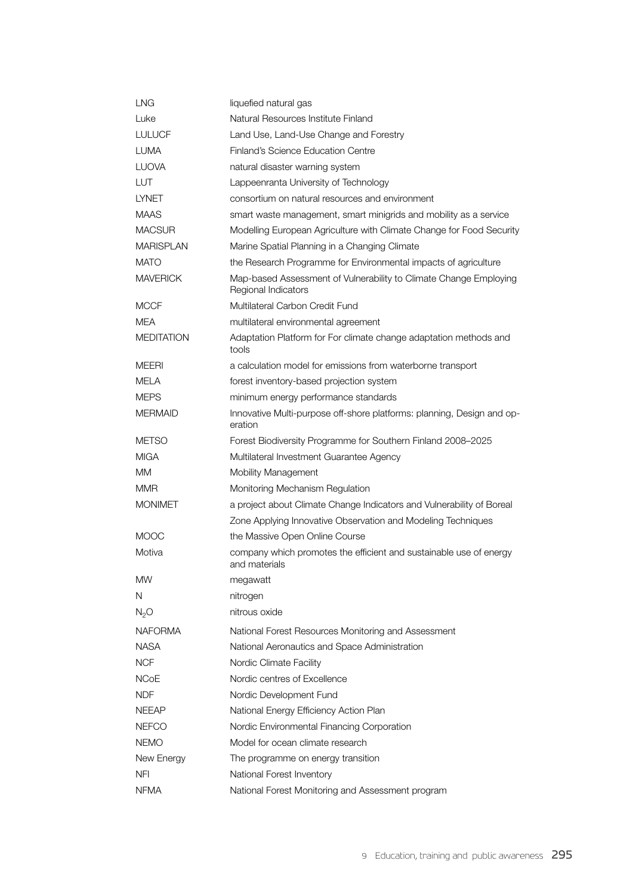| | |
|---|---|
| LNG | liquefied natural gas |
| Luke | Natural Resources Institute Finland |
| LULUCF | Land Use, Land-Use Change and Forestry |
| LUMA | Finland's Science Education Centre |
| LUOVA | natural disaster warning system |
| LUT | Lappeenranta University of Technology |
| LYNET | consortium on natural resources and environment |
| MAAS | smart waste management, smart minigrids and mobility as a service |
| MACSUR | Modelling European Agriculture with Climate Change for Food Security |
| MARISPLAN | Marine Spatial Planning in a Changing Climate |
| MATO | the Research Programme for Environmental impacts of agriculture |
| MAVERICK | Map-based Assessment of Vulnerability to Climate Change Employing Regional Indicators |
| MCCF | Multilateral Carbon Credit Fund |
| MEA | multilateral environmental agreement |
| MEDITATION | Adaptation Platform for For climate change adaptation methods and tools |
| MEERI | a calculation model for emissions from waterborne transport |
| MELA | forest inventory-based projection system |
| MEPS | minimum energy performance standards |
| MERMAID | Innovative Multi-purpose off-shore platforms: planning, Design and operation |
| METSO | Forest Biodiversity Programme for Southern Finland 2008–2025 |
| MIGA | Multilateral Investment Guarantee Agency |
| MM | Mobility Management |
| MMR | Monitoring Mechanism Regulation |
| MONIMET | a project about Climate Change Indicators and Vulnerability of Boreal Zone Applying Innovative Observation and Modeling Techniques |
| MOOC | the Massive Open Online Course |
| Motiva | company which promotes the efficient and sustainable use of energy and materials |
| MW | megawatt |
| N | nitrogen |
| $N_2O$ | nitrous oxide |
| NAFORMA | National Forest Resources Monitoring and Assessment |
| NASA | National Aeronautics and Space Administration |
| NCF | Nordic Climate Facility |
| NCoE | Nordic centres of Excellence |
| NDF | Nordic Development Fund |
| NEEAP | National Energy Efficiency Action Plan |
| NEFCO | Nordic Environmental Financing Corporation |
| NEMO | Model for ocean climate research |
| New Energy | The programme on energy transition |
| NFI | National Forest Inventory |
| NFMA | National Forest Monitoring and Assessment program |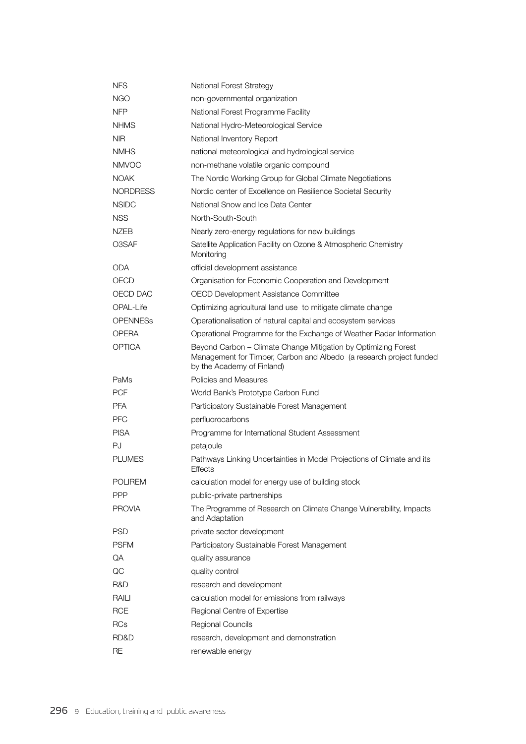| | |
|---|---|
| NFS | National Forest Strategy |
| NGO | non-governmental organization |
| NFP | National Forest Programme Facility |
| NHMS | National Hydro-Meteorological Service |
| NIR | National Inventory Report |
| NMHS | national meteorological and hydrological service |
| NMVOC | non-methane volatile organic compound |
| NOAK | The Nordic Working Group for Global Climate Negotiations |
| NORDRESS | Nordic center of Excellence on Resilience Societal Security |
| NSIDC | National Snow and Ice Data Center |
| NSS | North-South-South |
| NZEB | Nearly zero-energy regulations for new buildings |
| O3SAF | Satellite Application Facility on Ozone & Atmospheric Chemistry Monitoring |
| ODA | official development assistance |
| OECD | Organisation for Economic Cooperation and Development |
| OECD DAC | OECD Development Assistance Committee |
| OPAL-Life | Optimizing agricultural land use to mitigate climate change |
| OPENNESs | Operationalisation of natural capital and ecosystem services |
| OPERA | Operational Programme for the Exchange of Weather Radar Information |
| OPTICA | Beyond Carbon – Climate Change Mitigation by Optimizing Forest Management for Timber, Carbon and Albedo (a research project funded by the Academy of Finland) |
| PaMs | Policies and Measures |
| PCF | World Bank's Prototype Carbon Fund |
| PFA | Participatory Sustainable Forest Management |
| PFC | perfluorocarbons |
| PISA | Programme for International Student Assessment |
| PJ | petajoule |
| PLUMES | Pathways Linking Uncertainties in Model Projections of Climate and its Effects |
| POLIREM | calculation model for energy use of building stock |
| PPP | public-private partnerships |
| PROVIA | The Programme of Research on Climate Change Vulnerability, Impacts and Adaptation |
| PSD | private sector development |
| PSFM | Participatory Sustainable Forest Management |
| QA | quality assurance |
| QC | quality control |
| R&D | research and development |
| RAILI | calculation model for emissions from railways |
| RCE | Regional Centre of Expertise |
| RCs | Regional Councils |
| RD&D | research, development and demonstration |
| RE | renewable energy |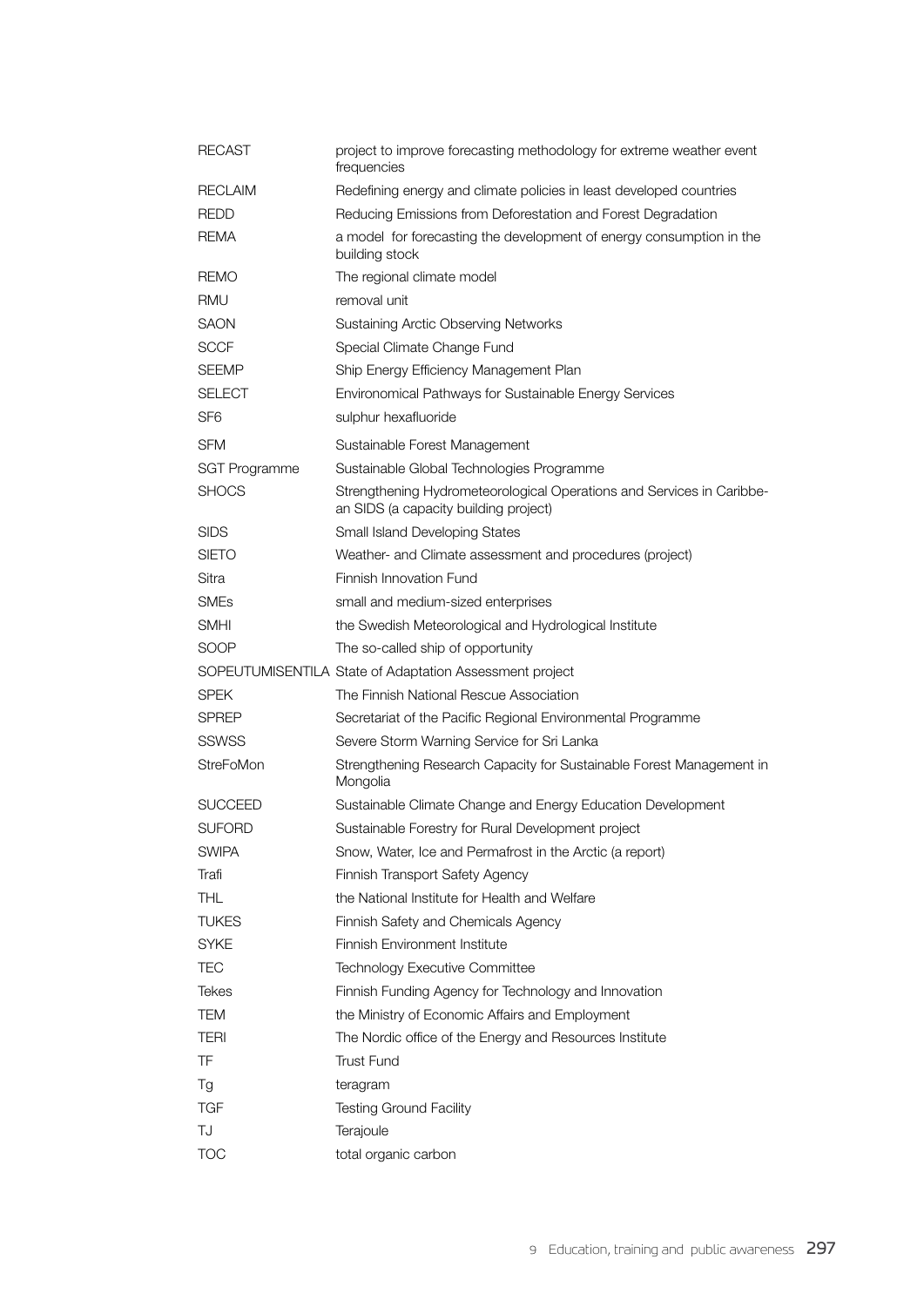| | |
|---|---|
| RECAST | project to improve forecasting methodology for extreme weather event frequencies |
| RECLAIM | Redefining energy and climate policies in least developed countries |
| REDD | Reducing Emissions from Deforestation and Forest Degradation |
| REMA | a model for forecasting the development of energy consumption in the building stock |
| REMO | The regional climate model |
| RMU | removal unit |
| SAON | Sustaining Arctic Observing Networks |
| SCCF | Special Climate Change Fund |
| SEEMP | Ship Energy Efficiency Management Plan |
| SELECT | Environomical Pathways for Sustainable Energy Services |
| SF6 | sulphur hexafluoride |
| SFM | Sustainable Forest Management |
| SGT Programme | Sustainable Global Technologies Programme |
| SHOCS | Strengthening Hydrometeorological Operations and Services in Caribbe-an SIDS (a capacity building project) |
| SIDS | Small Island Developing States |
| SIETO | Weather- and Climate assessment and procedures (project) |
| Sitra | Finnish Innovation Fund |
| SMEs | small and medium-sized enterprises |
| SMHI | the Swedish Meteorological and Hydrological Institute |
| SOOP | The so-called ship of opportunity |
| SOPEUTUMISENTILA | State of Adaptation Assessment project |
| SPEK | The Finnish National Rescue Association |
| SPREP | Secretariat of the Pacific Regional Environmental Programme |
| SSWSS | Severe Storm Warning Service for Sri Lanka |
| StreFoMon | Strengthening Research Capacity for Sustainable Forest Management in Mongolia |
| SUCCEED | Sustainable Climate Change and Energy Education Development |
| SUFORD | Sustainable Forestry for Rural Development project |
| SWIPA | Snow, Water, Ice and Permafrost in the Arctic (a report) |
| Trafi | Finnish Transport Safety Agency |
| THL | the National Institute for Health and Welfare |
| TUKES | Finnish Safety and Chemicals Agency |
| SYKE | Finnish Environment Institute |
| TEC | Technology Executive Committee |
| Tekes | Finnish Funding Agency for Technology and Innovation |
| TEM | the Ministry of Economic Affairs and Employment |
| TERI | The Nordic office of the Energy and Resources Institute |
| TF | Trust Fund |
| Tg | teragram |
| TGF | Testing Ground Facility |
| TJ | Terajoule |
| TOC | total organic carbon |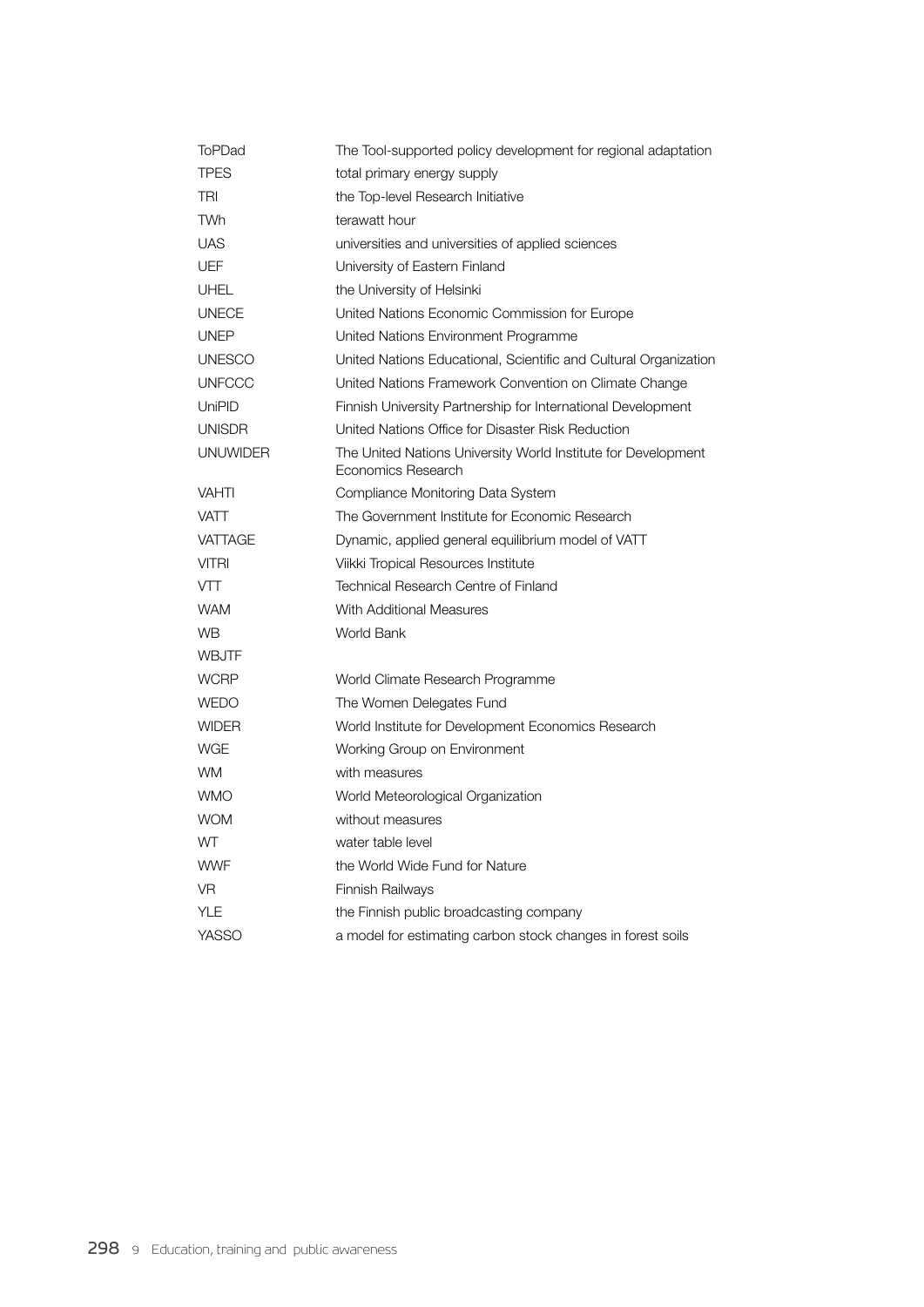| | |
|---|---|
| ToPDad | The Tool-supported policy development for regional adaptation |
| TPES | total primary energy supply |
| TRI | the Top-level Research Initiative |
| TWh | terawatt hour |
| UAS | universities and universities of applied sciences |
| UEF | University of Eastern Finland |
| UHEL | the University of Helsinki |
| UNECE | United Nations Economic Commission for Europe |
| UNEP | United Nations Environment Programme |
| UNESCO | United Nations Educational, Scientific and Cultural Organization |
| UNFCCC | United Nations Framework Convention on Climate Change |
| UniPID | Finnish University Partnership for International Development |
| UNISDR | United Nations Office for Disaster Risk Reduction |
| UNUWIDER | The United Nations University World Institute for Development Economics Research |
| VAHTI | Compliance Monitoring Data System |
| VATT | The Government Institute for Economic Research |
| VATTAGE | Dynamic, applied general equilibrium model of VATT |
| VITRI | Viikki Tropical Resources Institute |
| VTT | Technical Research Centre of Finland |
| WAM | With Additional Measures |
| WB | World Bank |
| WBJTF | |
| WCRP | World Climate Research Programme |
| WEDO | The Women Delegates Fund |
| WIDER | World Institute for Development Economics Research |
| WGE | Working Group on Environment |
| WM | with measures |
| WMO | World Meteorological Organization |
| WOM | without measures |
| WT | water table level |
| WWF | the World Wide Fund for Nature |
| VR | Finnish Railways |
| YLE | the Finnish public broadcasting company |
| YASSO | a model for estimating carbon stock changes in forest soils |